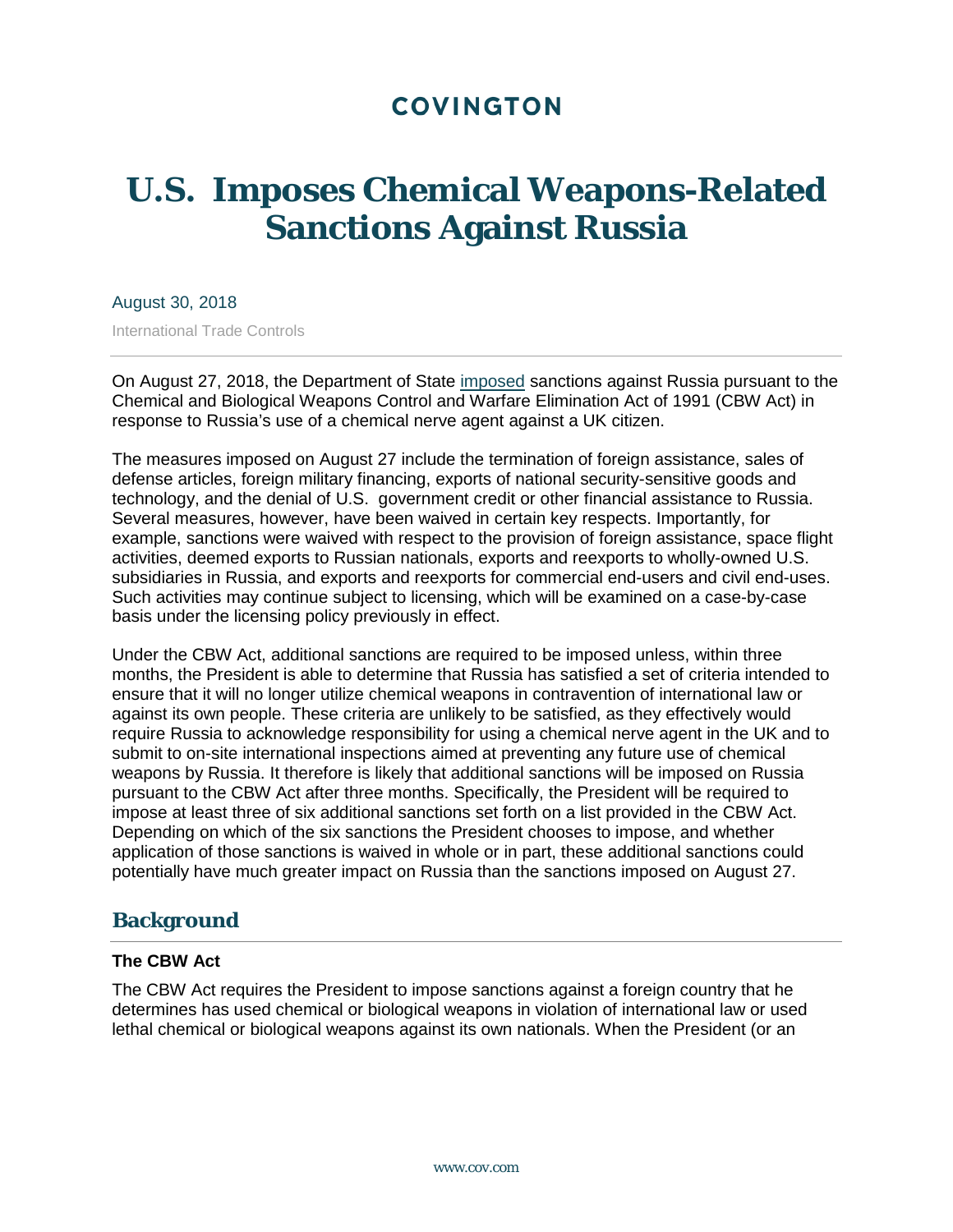COVINGTON

# U.S. Imposes Chemical Weapons-Related Sanctions Against Russia

August 30, 2018

International Trade Controls

On August 27, 2018, the Department of State imposed sanctions against Russia pursuant to the Chemical and Biological Weapons Control and Warfare Elimination Act of 1991 (CBW Act) in response to Russia's use of a chemical nerve agent against a UK citizen.

The measures imposed on August 27 include the termination of foreign assistance, sales of defense articles, foreign military financing, exports of national security-sensitive goods and technology, and the denial of U.S. government credit or other financial assistance to Russia. Several measures, however, have been waived in certain key respects. Importantly, for example, sanctions were waived with respect to the provision of foreign assistance, space flight activities, deemed exports to Russian nationals, exports and reexports to wholly-owned U.S. subsidiaries in Russia, and exports and reexports for commercial end-users and civil end-uses. Such activities may continue subject to licensing, which will be examined on a case-by-case basis under the licensing policy previously in effect.

Under the CBW Act, additional sanctions are required to be imposed unless, within three months, the President is able to determine that Russia has satisfied a set of criteria intended to ensure that it will no longer utilize chemical weapons in contravention of international law or against its own people. These criteria are unlikely to be satisfied, as they effectively would require Russia to acknowledge responsibility for using a chemical nerve agent in the UK and to submit to on-site international inspections aimed at preventing any future use of chemical weapons by Russia. It therefore is likely that additional sanctions will be imposed on Russia pursuant to the CBW Act after three months. Specifically, the President will be required to impose at least three of six additional sanctions set forth on a list provided in the CBW Act. Depending on which of the six sanctions the President chooses to impose, and whether application of those sanctions is waived in whole or in part, these additional sanctions could potentially have much greater impact on Russia than the sanctions imposed on August 27.

## Background

### The CBW Act

The CBW Act requires the President to impose sanctions against a foreign country that he determines has used chemical or biological weapons in violation of international law or used lethal chemical or biological weapons against its own nationals. When the President (or an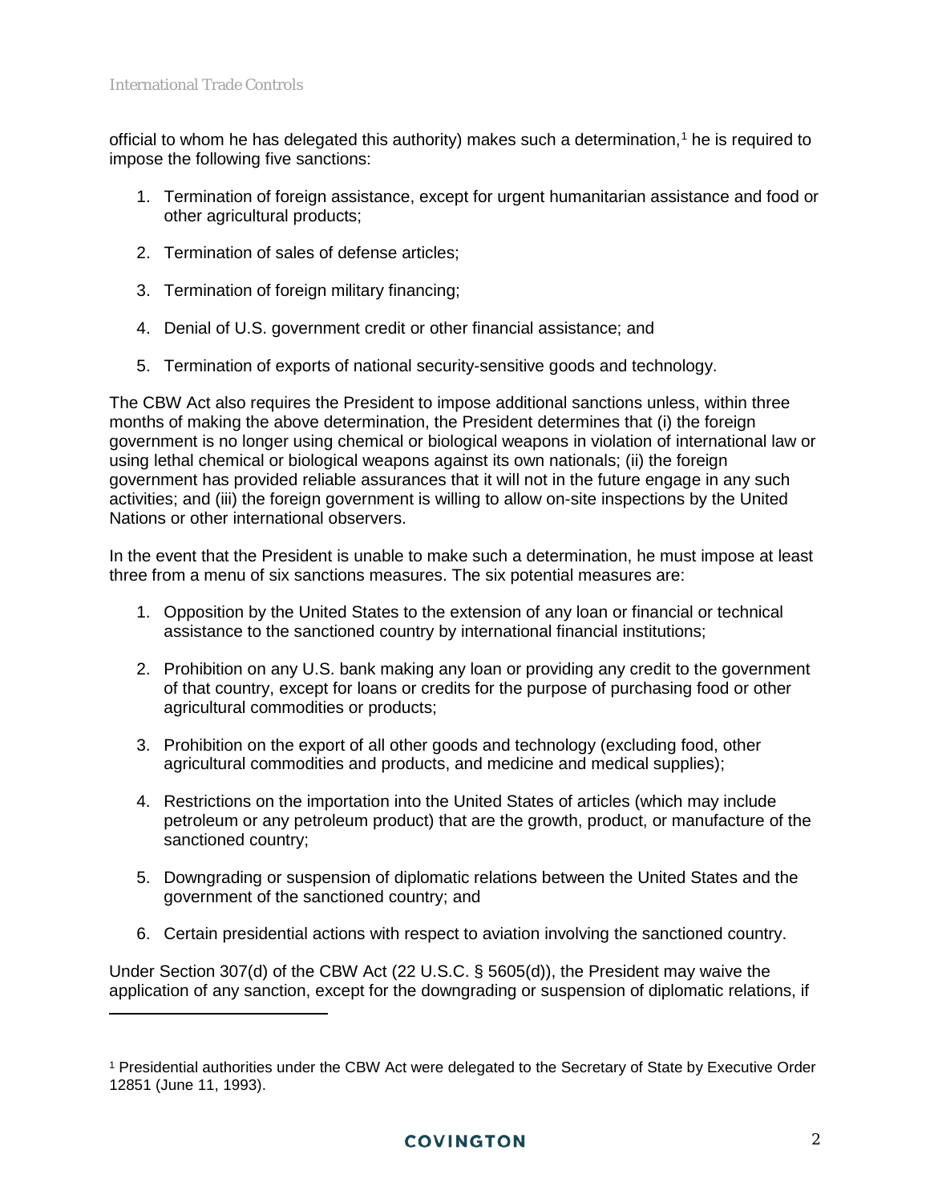official to whom he has delegated this authority) makes such a determination,[1] he is required to impose the following five sanctions:

1. Termination of foreign assistance, except for urgent humanitarian assistance and food or other agricultural products;

2. Termination of sales of defense articles;

3. Termination of foreign military financing;

4. Denial of U.S. government credit or other financial assistance; and

5. Termination of exports of national security-sensitive goods and technology.

The CBW Act also requires the President to impose additional sanctions unless, within three months of making the above determination, the President determines that (i) the foreign government is no longer using chemical or biological weapons in violation of international law or using lethal chemical or biological weapons against its own nationals; (ii) the foreign government has provided reliable assurances that it will not in the future engage in any such activities; and (iii) the foreign government is willing to allow on-site inspections by the United Nations or other international observers.

In the event that the President is unable to make such a determination, he must impose at least three from a menu of six sanctions measures. The six potential measures are:

1. Opposition by the United States to the extension of any loan or financial or technical assistance to the sanctioned country by international financial institutions;

2. Prohibition on any U.S. bank making any loan or providing any credit to the government of that country, except for loans or credits for the purpose of purchasing food or other agricultural commodities or products;

3. Prohibition on the export of all other goods and technology (excluding food, other agricultural commodities and products, and medicine and medical supplies);

4. Restrictions on the importation into the United States of articles (which may include petroleum or any petroleum product) that are the growth, product, or manufacture of the sanctioned country;

5. Downgrading or suspension of diplomatic relations between the United States and the government of the sanctioned country; and

6. Certain presidential actions with respect to aviation involving the sanctioned country.

Under Section 307(d) of the CBW Act (22 U.S.C. § 5605(d)), the President may waive the application of any sanction, except for the downgrading or suspension of diplomatic relations, if

---

[1] Presidential authorities under the CBW Act were delegated to the Secretary of State by Executive Order 12851 (June 11, 1993).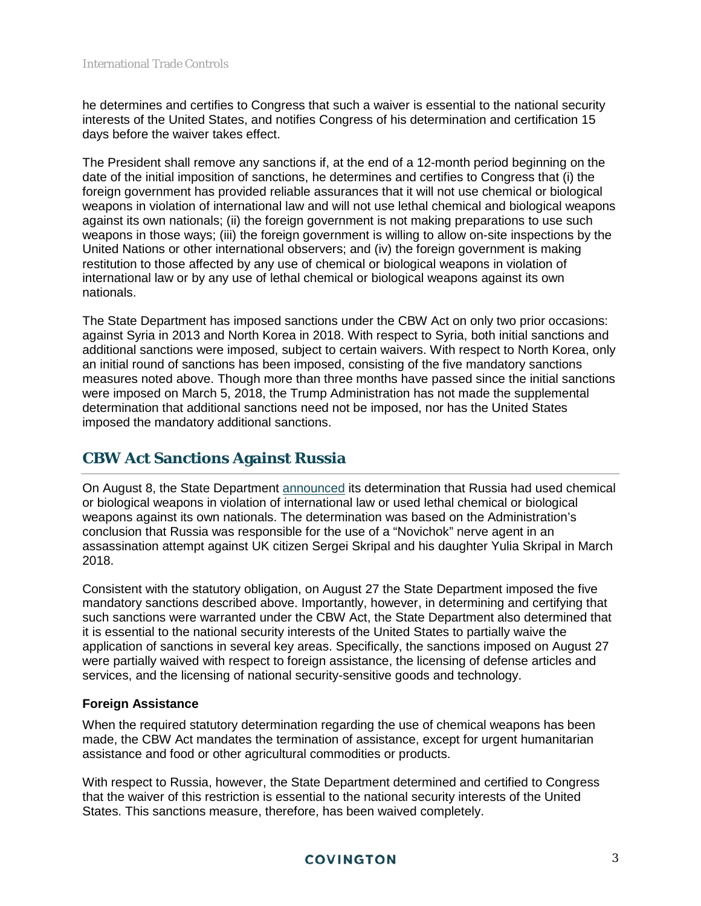he determines and certifies to Congress that such a waiver is essential to the national security interests of the United States, and notifies Congress of his determination and certification 15 days before the waiver takes effect.

The President shall remove any sanctions if, at the end of a 12-month period beginning on the date of the initial imposition of sanctions, he determines and certifies to Congress that (i) the foreign government has provided reliable assurances that it will not use chemical or biological weapons in violation of international law and will not use lethal chemical and biological weapons against its own nationals; (ii) the foreign government is not making preparations to use such weapons in those ways; (iii) the foreign government is willing to allow on-site inspections by the United Nations or other international observers; and (iv) the foreign government is making restitution to those affected by any use of chemical or biological weapons in violation of international law or by any use of lethal chemical or biological weapons against its own nationals.

The State Department has imposed sanctions under the CBW Act on only two prior occasions: against Syria in 2013 and North Korea in 2018. With respect to Syria, both initial sanctions and additional sanctions were imposed, subject to certain waivers. With respect to North Korea, only an initial round of sanctions has been imposed, consisting of the five mandatory sanctions measures noted above. Though more than three months have passed since the initial sanctions were imposed on March 5, 2018, the Trump Administration has not made the supplemental determination that additional sanctions need not be imposed, nor has the United States imposed the mandatory additional sanctions.

## CBW Act Sanctions Against Russia

On August 8, the State Department announced its determination that Russia had used chemical or biological weapons in violation of international law or used lethal chemical or biological weapons against its own nationals. The determination was based on the Administration's conclusion that Russia was responsible for the use of a "Novichok" nerve agent in an assassination attempt against UK citizen Sergei Skripal and his daughter Yulia Skripal in March 2018.

Consistent with the statutory obligation, on August 27 the State Department imposed the five mandatory sanctions described above. Importantly, however, in determining and certifying that such sanctions were warranted under the CBW Act, the State Department also determined that it is essential to the national security interests of the United States to partially waive the application of sanctions in several key areas. Specifically, the sanctions imposed on August 27 were partially waived with respect to foreign assistance, the licensing of defense articles and services, and the licensing of national security-sensitive goods and technology.

### Foreign Assistance

When the required statutory determination regarding the use of chemical weapons has been made, the CBW Act mandates the termination of assistance, except for urgent humanitarian assistance and food or other agricultural commodities or products.

With respect to Russia, however, the State Department determined and certified to Congress that the waiver of this restriction is essential to the national security interests of the United States. This sanctions measure, therefore, has been waived completely.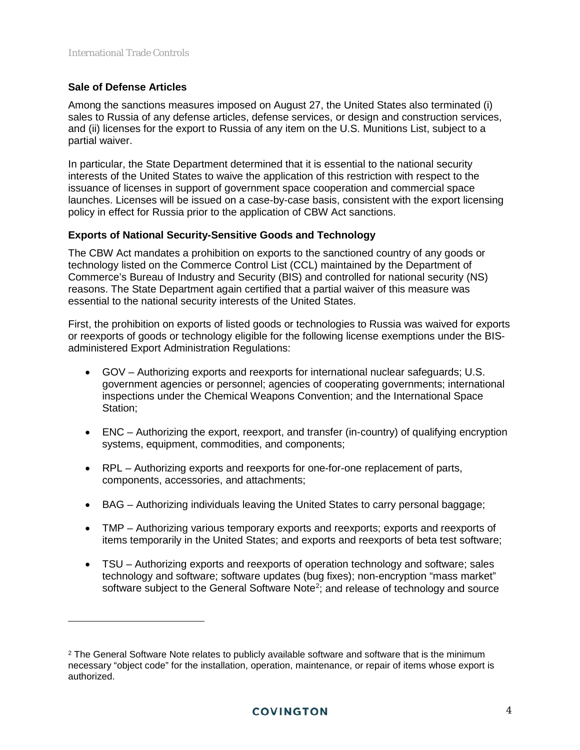**Sale of Defense Articles**

Among the sanctions measures imposed on August 27, the United States also terminated (i) sales to Russia of any defense articles, defense services, or design and construction services, and (ii) licenses for the export to Russia of any item on the U.S. Munitions List, subject to a partial waiver.

In particular, the State Department determined that it is essential to the national security interests of the United States to waive the application of this restriction with respect to the issuance of licenses in support of government space cooperation and commercial space launches. Licenses will be issued on a case-by-case basis, consistent with the export licensing policy in effect for Russia prior to the application of CBW Act sanctions.

**Exports of National Security-Sensitive Goods and Technology**

The CBW Act mandates a prohibition on exports to the sanctioned country of any goods or technology listed on the Commerce Control List (CCL) maintained by the Department of Commerce's Bureau of Industry and Security (BIS) and controlled for national security (NS) reasons. The State Department again certified that a partial waiver of this measure was essential to the national security interests of the United States.

First, the prohibition on exports of listed goods or technologies to Russia was waived for exports or reexports of goods or technology eligible for the following license exemptions under the BIS-administered Export Administration Regulations:

- GOV – Authorizing exports and reexports for international nuclear safeguards; U.S. government agencies or personnel; agencies of cooperating governments; international inspections under the Chemical Weapons Convention; and the International Space Station;

- ENC – Authorizing the export, reexport, and transfer (in-country) of qualifying encryption systems, equipment, commodities, and components;

- RPL – Authorizing exports and reexports for one-for-one replacement of parts, components, accessories, and attachments;

- BAG – Authorizing individuals leaving the United States to carry personal baggage;

- TMP – Authorizing various temporary exports and reexports; exports and reexports of items temporarily in the United States; and exports and reexports of beta test software;

- TSU – Authorizing exports and reexports of operation technology and software; sales technology and software; software updates (bug fixes); non-encryption "mass market" software subject to the General Software Note[2]; and release of technology and source

[2] The General Software Note relates to publicly available software and software that is the minimum necessary "object code" for the installation, operation, maintenance, or repair of items whose export is authorized.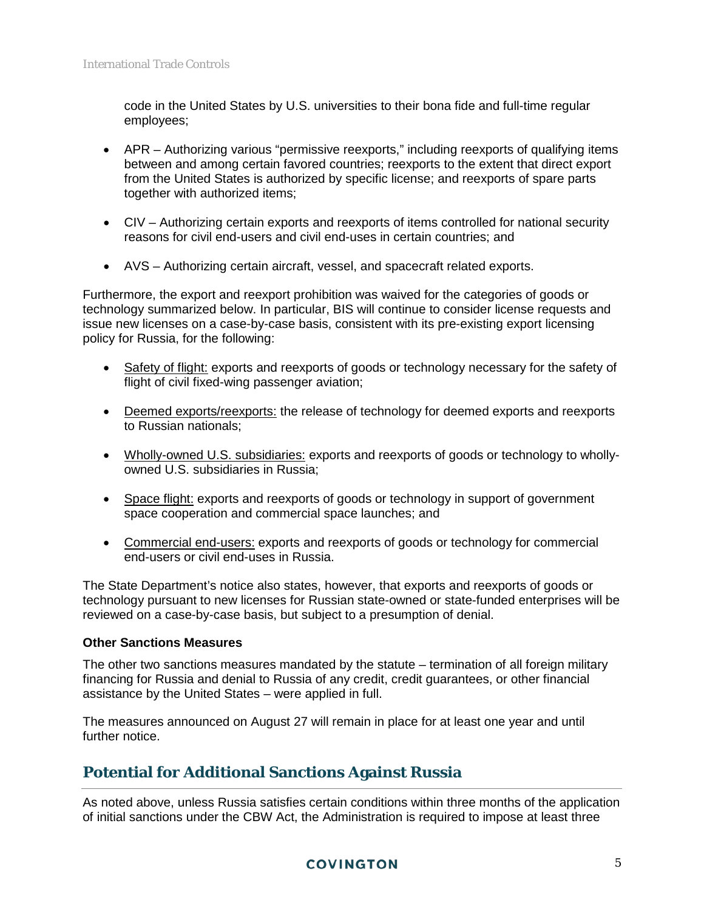code in the United States by U.S. universities to their bona fide and full-time regular employees;

- APR – Authorizing various "permissive reexports," including reexports of qualifying items between and among certain favored countries; reexports to the extent that direct export from the United States is authorized by specific license; and reexports of spare parts together with authorized items;

- CIV – Authorizing certain exports and reexports of items controlled for national security reasons for civil end-users and civil end-uses in certain countries; and

- AVS – Authorizing certain aircraft, vessel, and spacecraft related exports.

Furthermore, the export and reexport prohibition was waived for the categories of goods or technology summarized below. In particular, BIS will continue to consider license requests and issue new licenses on a case-by-case basis, consistent with its pre-existing export licensing policy for Russia, for the following:

- Safety of flight: exports and reexports of goods or technology necessary for the safety of flight of civil fixed-wing passenger aviation;

- Deemed exports/reexports: the release of technology for deemed exports and reexports to Russian nationals;

- Wholly-owned U.S. subsidiaries: exports and reexports of goods or technology to wholly-owned U.S. subsidiaries in Russia;

- Space flight: exports and reexports of goods or technology in support of government space cooperation and commercial space launches; and

- Commercial end-users: exports and reexports of goods or technology for commercial end-users or civil end-uses in Russia.

The State Department's notice also states, however, that exports and reexports of goods or technology pursuant to new licenses for Russian state-owned or state-funded enterprises will be reviewed on a case-by-case basis, but subject to a presumption of denial.

**Other Sanctions Measures**

The other two sanctions measures mandated by the statute – termination of all foreign military financing for Russia and denial to Russia of any credit, credit guarantees, or other financial assistance by the United States – were applied in full.

The measures announced on August 27 will remain in place for at least one year and until further notice.

## Potential for Additional Sanctions Against Russia

As noted above, unless Russia satisfies certain conditions within three months of the application of initial sanctions under the CBW Act, the Administration is required to impose at least three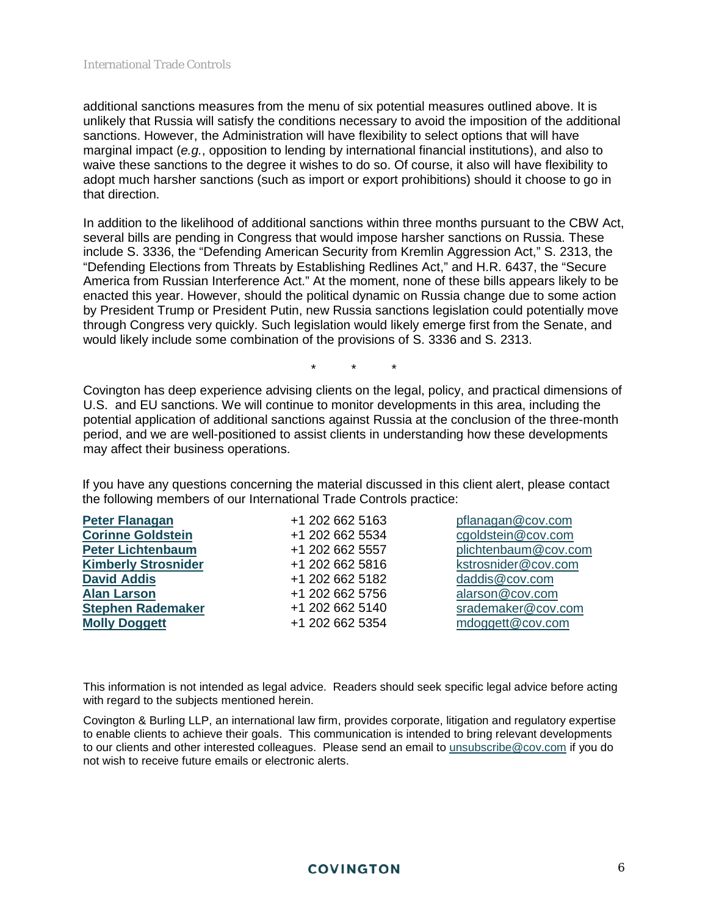additional sanctions measures from the menu of six potential measures outlined above. It is unlikely that Russia will satisfy the conditions necessary to avoid the imposition of the additional sanctions. However, the Administration will have flexibility to select options that will have marginal impact (*e.g.*, opposition to lending by international financial institutions), and also to waive these sanctions to the degree it wishes to do so. Of course, it also will have flexibility to adopt much harsher sanctions (such as import or export prohibitions) should it choose to go in that direction.

In addition to the likelihood of additional sanctions within three months pursuant to the CBW Act, several bills are pending in Congress that would impose harsher sanctions on Russia. These include S. 3336, the "Defending American Security from Kremlin Aggression Act," S. 2313, the "Defending Elections from Threats by Establishing Redlines Act," and H.R. 6437, the "Secure America from Russian Interference Act." At the moment, none of these bills appears likely to be enacted this year. However, should the political dynamic on Russia change due to some action by President Trump or President Putin, new Russia sanctions legislation could potentially move through Congress very quickly. Such legislation would likely emerge first from the Senate, and would likely include some combination of the provisions of S. 3336 and S. 2313.

\* \* \*

Covington has deep experience advising clients on the legal, policy, and practical dimensions of U.S. and EU sanctions. We will continue to monitor developments in this area, including the potential application of additional sanctions against Russia at the conclusion of the three-month period, and we are well-positioned to assist clients in understanding how these developments may affect their business operations.

If you have any questions concerning the material discussed in this client alert, please contact the following members of our International Trade Controls practice:

| | | |
|---|---|---|
| **Peter Flanagan** | +1 202 662 5163 | pflanagan@cov.com |
| **Corinne Goldstein** | +1 202 662 5534 | cgoldstein@cov.com |
| **Peter Lichtenbaum** | +1 202 662 5557 | plichtenbaum@cov.com |
| **Kimberly Strosnider** | +1 202 662 5816 | kstrosnider@cov.com |
| **David Addis** | +1 202 662 5182 | daddis@cov.com |
| **Alan Larson** | +1 202 662 5756 | alarson@cov.com |
| **Stephen Rademaker** | +1 202 662 5140 | srademaker@cov.com |
| **Molly Doggett** | +1 202 662 5354 | mdoggett@cov.com |

This information is not intended as legal advice. Readers should seek specific legal advice before acting with regard to the subjects mentioned herein.

Covington & Burling LLP, an international law firm, provides corporate, litigation and regulatory expertise to enable clients to achieve their goals. This communication is intended to bring relevant developments to our clients and other interested colleagues. Please send an email to unsubscribe@cov.com if you do not wish to receive future emails or electronic alerts.